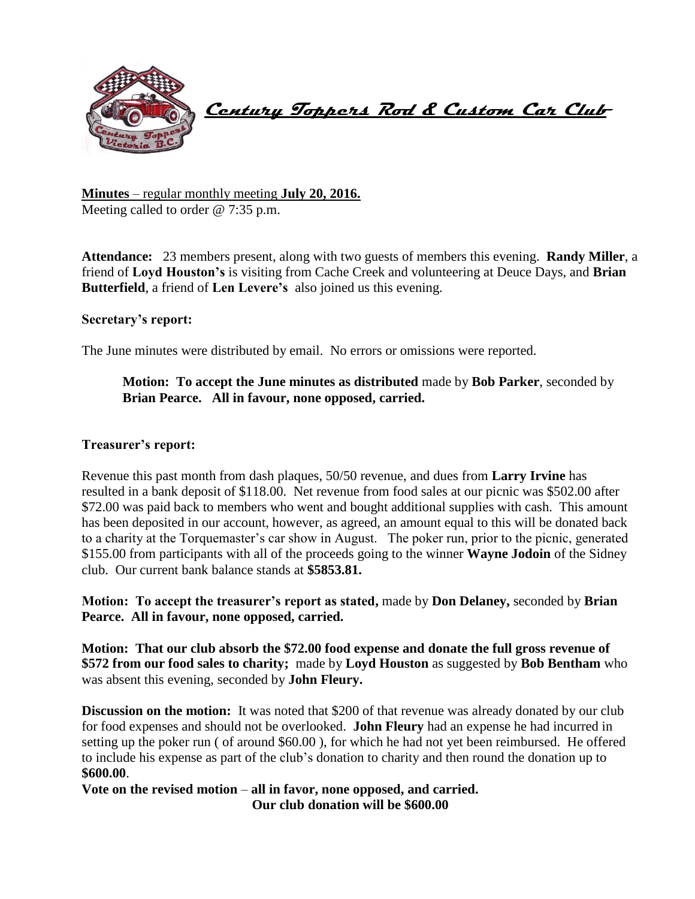# *Century Toppers Rod & Custom Car Club*

**Minutes** – regular monthly meeting **July 20, 2016.**
Meeting called to order @ 7:35 p.m.

**Attendance:** 23 members present, along with two guests of members this evening. **Randy Miller**, a friend of **Loyd Houston's** is visiting from Cache Creek and volunteering at Deuce Days, and **Brian Butterfield**, a friend of **Len Levere's** also joined us this evening.

**Secretary's report:**

The June minutes were distributed by email. No errors or omissions were reported.

> **Motion: To accept the June minutes as distributed** made by **Bob Parker**, seconded by **Brian Pearce. All in favour, none opposed, carried.**

**Treasurer's report:**

Revenue this past month from dash plaques, 50/50 revenue, and dues from **Larry Irvine** has resulted in a bank deposit of $118.00. Net revenue from food sales at our picnic was $502.00 after $72.00 was paid back to members who went and bought additional supplies with cash. This amount has been deposited in our account, however, as agreed, an amount equal to this will be donated back to a charity at the Torquemaster's car show in August. The poker run, prior to the picnic, generated $155.00 from participants with all of the proceeds going to the winner **Wayne Jodoin** of the Sidney club. Our current bank balance stands at **$5853.81.**

**Motion: To accept the treasurer's report as stated,** made by **Don Delaney,** seconded by **Brian Pearce. All in favour, none opposed, carried.**

**Motion: That our club absorb the $72.00 food expense and donate the full gross revenue of $572 from our food sales to charity;** made by **Loyd Houston** as suggested by **Bob Bentham** who was absent this evening, seconded by **John Fleury.**

**Discussion on the motion:** It was noted that $200 of that revenue was already donated by our club for food expenses and should not be overlooked. **John Fleury** had an expense he had incurred in setting up the poker run ( of around $60.00 ), for which he had not yet been reimbursed. He offered to include his expense as part of the club's donation to charity and then round the donation up to **$600.00**.

**Vote on the revised motion** – **all in favor, none opposed, and carried.**
**Our club donation will be $600.00**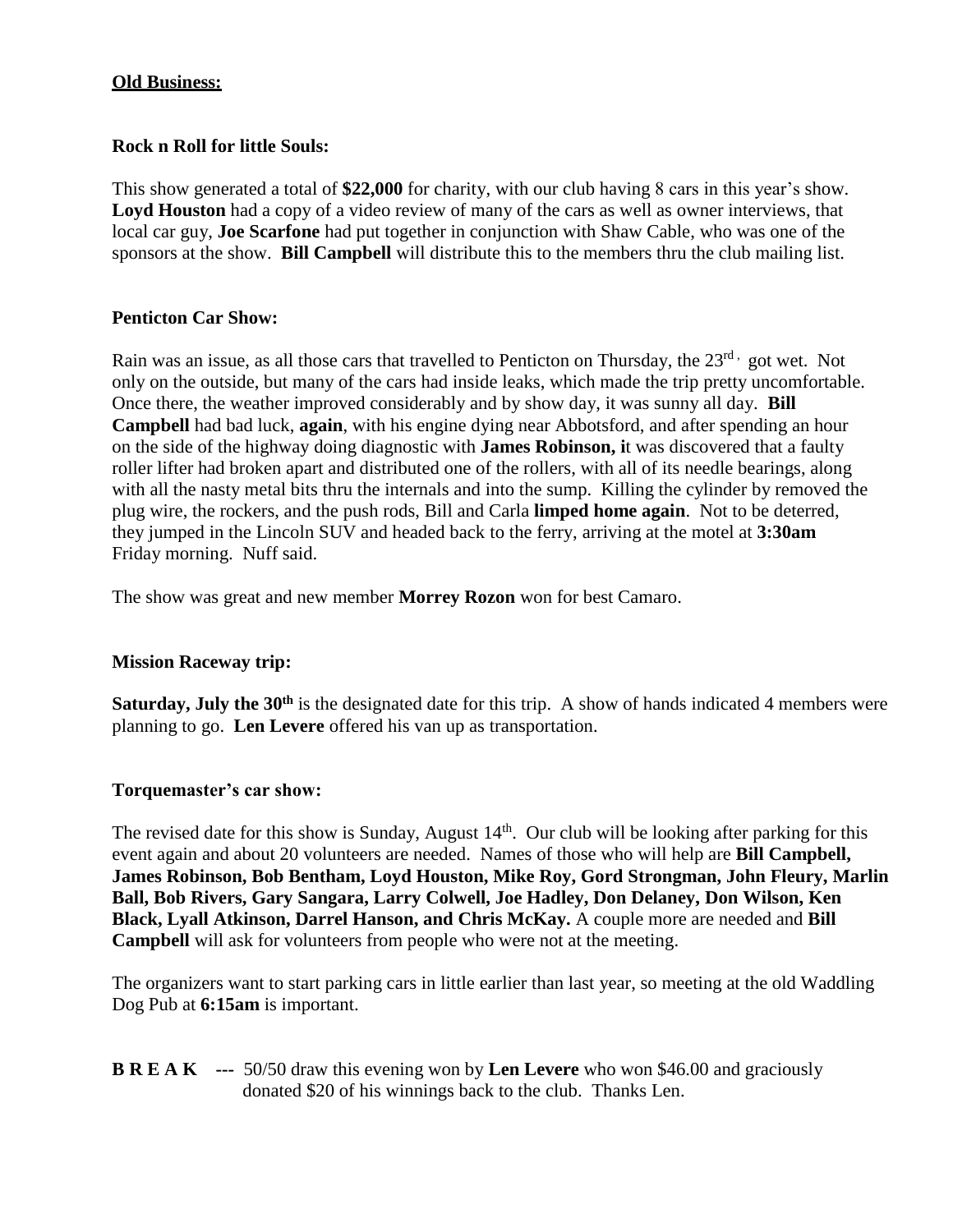**Old Business:**

**Rock n Roll for little Souls:**

This show generated a total of **$22,000** for charity, with our club having 8 cars in this year's show. **Loyd Houston** had a copy of a video review of many of the cars as well as owner interviews, that local car guy, **Joe Scarfone** had put together in conjunction with Shaw Cable, who was one of the sponsors at the show. **Bill Campbell** will distribute this to the members thru the club mailing list.

**Penticton Car Show:**

Rain was an issue, as all those cars that travelled to Penticton on Thursday, the 23rd, got wet. Not only on the outside, but many of the cars had inside leaks, which made the trip pretty uncomfortable. Once there, the weather improved considerably and by show day, it was sunny all day. **Bill Campbell** had bad luck, **again**, with his engine dying near Abbotsford, and after spending an hour on the side of the highway doing diagnostic with **James Robinson, i**t was discovered that a faulty roller lifter had broken apart and distributed one of the rollers, with all of its needle bearings, along with all the nasty metal bits thru the internals and into the sump. Killing the cylinder by removed the plug wire, the rockers, and the push rods, Bill and Carla **limped home again**. Not to be deterred, they jumped in the Lincoln SUV and headed back to the ferry, arriving at the motel at **3:30am** Friday morning. Nuff said.

The show was great and new member **Morrey Rozon** won for best Camaro.

**Mission Raceway trip:**

**Saturday, July the 30th** is the designated date for this trip. A show of hands indicated 4 members were planning to go. **Len Levere** offered his van up as transportation.

**Torquemaster's car show:**

The revised date for this show is Sunday, August 14th. Our club will be looking after parking for this event again and about 20 volunteers are needed. Names of those who will help are **Bill Campbell, James Robinson, Bob Bentham, Loyd Houston, Mike Roy, Gord Strongman, John Fleury, Marlin Ball, Bob Rivers, Gary Sangara, Larry Colwell, Joe Hadley, Don Delaney, Don Wilson, Ken Black, Lyall Atkinson, Darrel Hanson, and Chris McKay.** A couple more are needed and **Bill Campbell** will ask for volunteers from people who were not at the meeting.

The organizers want to start parking cars in little earlier than last year, so meeting at the old Waddling Dog Pub at **6:15am** is important.

**B R E A K ---** 50/50 draw this evening won by **Len Levere** who won $46.00 and graciously donated $20 of his winnings back to the club. Thanks Len.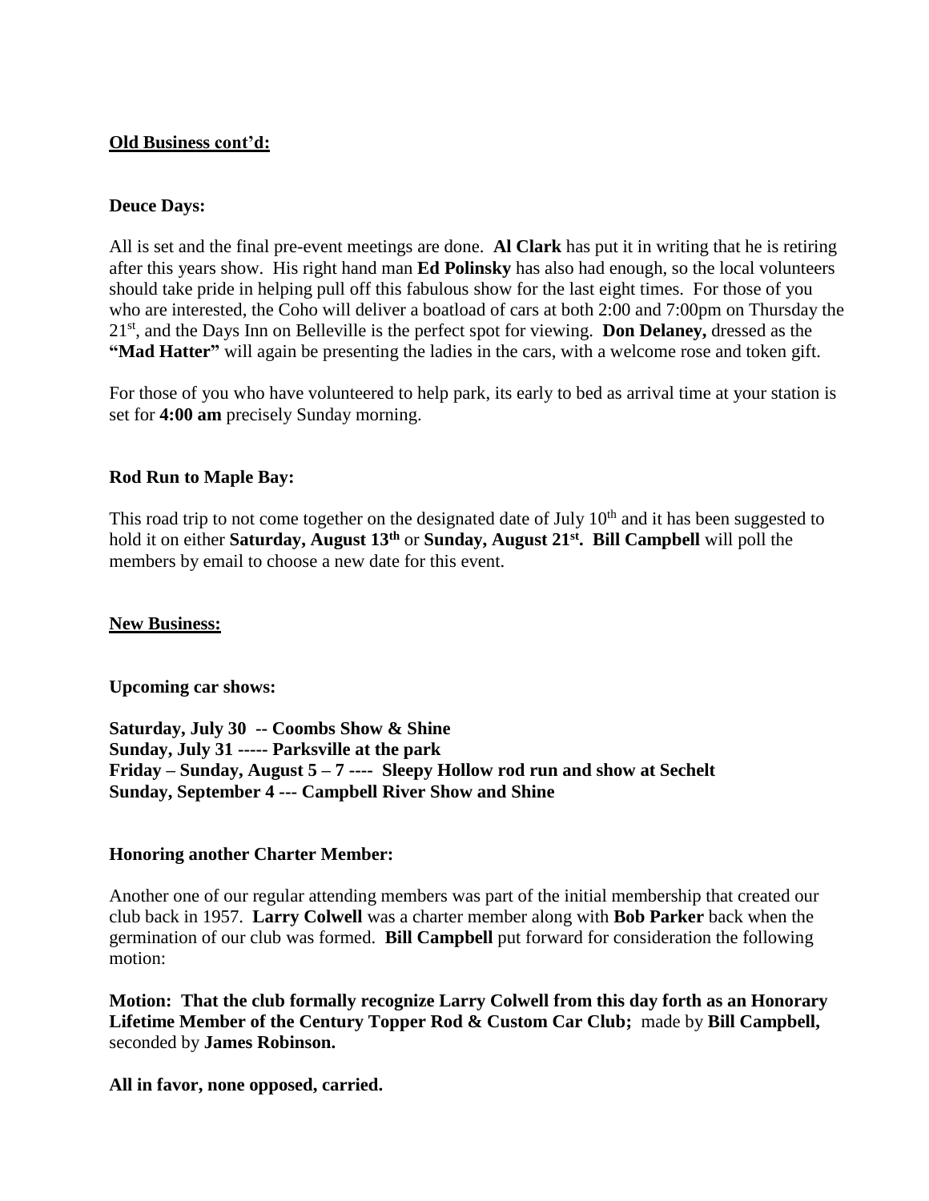**<u>Old Business cont'd:</u>**

**Deuce Days:**

All is set and the final pre-event meetings are done. **Al Clark** has put it in writing that he is retiring after this years show. His right hand man **Ed Polinsky** has also had enough, so the local volunteers should take pride in helping pull off this fabulous show for the last eight times. For those of you who are interested, the Coho will deliver a boatload of cars at both 2:00 and 7:00pm on Thursday the 21st, and the Days Inn on Belleville is the perfect spot for viewing. **Don Delaney,** dressed as the **"Mad Hatter"** will again be presenting the ladies in the cars, with a welcome rose and token gift.

For those of you who have volunteered to help park, its early to bed as arrival time at your station is set for **4:00 am** precisely Sunday morning.

**Rod Run to Maple Bay:**

This road trip to not come together on the designated date of July 10th and it has been suggested to hold it on either **Saturday, August 13th** or **Sunday, August 21st. Bill Campbell** will poll the members by email to choose a new date for this event.

**<u>New Business:</u>**

**Upcoming car shows:**

**Saturday, July 30 -- Coombs Show & Shine**
**Sunday, July 31 ----- Parksville at the park**
**Friday – Sunday, August 5 – 7 ---- Sleepy Hollow rod run and show at Sechelt**
**Sunday, September 4 --- Campbell River Show and Shine**

**Honoring another Charter Member:**

Another one of our regular attending members was part of the initial membership that created our club back in 1957. **Larry Colwell** was a charter member along with **Bob Parker** back when the germination of our club was formed. **Bill Campbell** put forward for consideration the following motion:

**Motion: That the club formally recognize Larry Colwell from this day forth as an Honorary Lifetime Member of the Century Topper Rod & Custom Car Club;** made by **Bill Campbell,** seconded by **James Robinson.**

**All in favor, none opposed, carried.**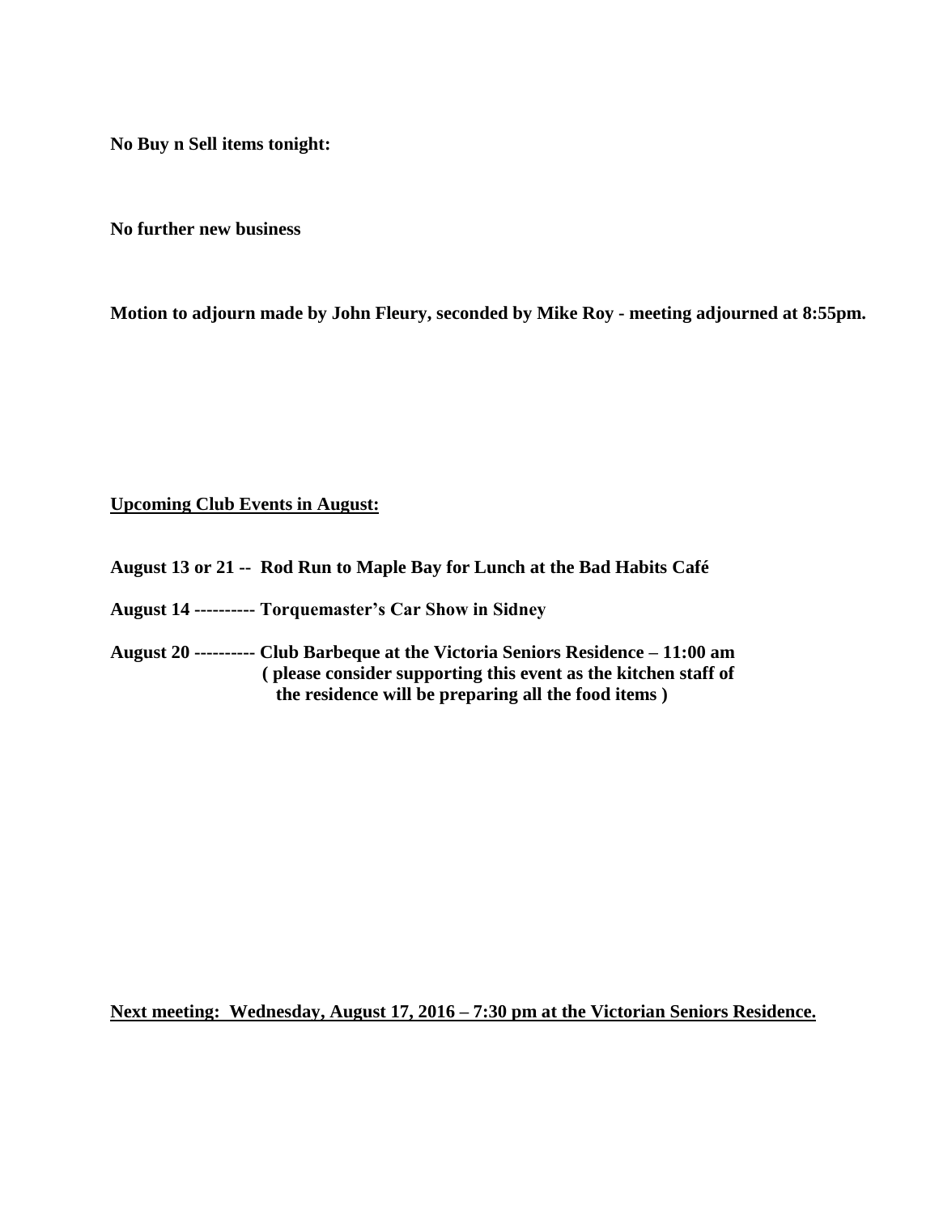**No Buy n Sell items tonight:**

**No further new business**

**Motion to adjourn made by John Fleury, seconded by Mike Roy - meeting adjourned at 8:55pm.**

**<u>Upcoming Club Events in August:</u>**

**August 13 or 21 -- Rod Run to Maple Bay for Lunch at the Bad Habits Café**

**August 14 ---------- Torquemaster's Car Show in Sidney**

**August 20 ---------- Club Barbeque at the Victoria Seniors Residence – 11:00 am ( please consider supporting this event as the kitchen staff of the residence will be preparing all the food items )**

**<u>Next meeting: Wednesday, August 17, 2016 – 7:30 pm at the Victorian Seniors Residence.</u>**